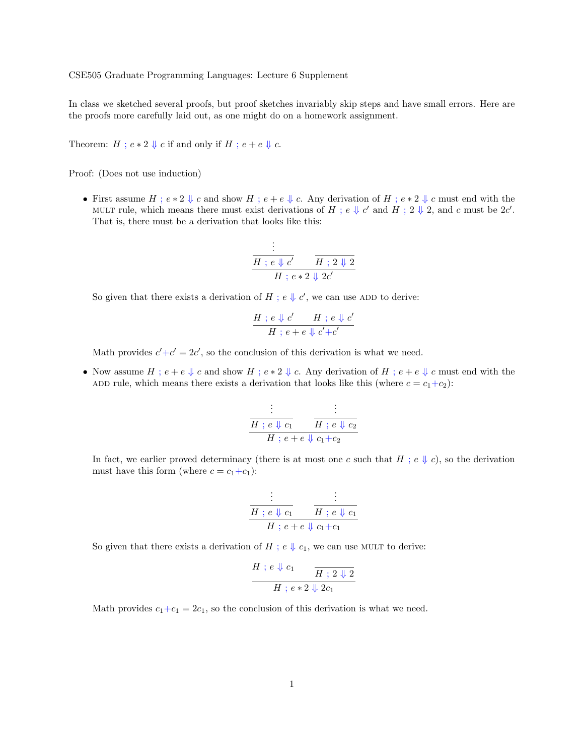CSE505 Graduate Programming Languages: Lecture 6 Supplement

In class we sketched several proofs, but proof sketches invariably skip steps and have small errors. Here are the proofs more carefully laid out, as one might do on a homework assignment.

Theorem: $H\ ;\ e * 2 \Downarrow c$ if and only if $H\ ;\ e + e \Downarrow c$.

Proof: (Does not use induction)

- First assume $H\ ;\ e * 2 \Downarrow c$ and show $H\ ;\ e + e \Downarrow c$. Any derivation of $H\ ;\ e * 2 \Downarrow c$ must end with the MULT rule, which means there must exist derivations of $H\ ;\ e \Downarrow c'$ and $H\ ;\ 2 \Downarrow 2$, and $c$ must be $2c'$. That is, there must be a derivation that looks like this:

$$\frac{\dfrac{\vdots}{H\ ;\ e \Downarrow c'} \qquad \dfrac{}{H\ ;\ 2 \Downarrow 2}}{H\ ;\ e * 2 \Downarrow 2c'}$$

  So given that there exists a derivation of $H\ ;\ e \Downarrow c'$, we can use ADD to derive:

$$\frac{H\ ;\ e \Downarrow c' \qquad H\ ;\ e \Downarrow c'}{H\ ;\ e + e \Downarrow c' + c'}$$

  Math provides $c' + c' = 2c'$, so the conclusion of this derivation is what we need.

- Now assume $H\ ;\ e + e \Downarrow c$ and show $H\ ;\ e * 2 \Downarrow c$. Any derivation of $H\ ;\ e + e \Downarrow c$ must end with the ADD rule, which means there exists a derivation that looks like this (where $c = c_1 + c_2$):

$$\frac{\dfrac{\vdots}{H\ ;\ e \Downarrow c_1} \qquad \dfrac{\vdots}{H\ ;\ e \Downarrow c_2}}{H\ ;\ e + e \Downarrow c_1 + c_2}$$

  In fact, we earlier proved determinacy (there is at most one $c$ such that $H\ ;\ e \Downarrow c$), so the derivation must have this form (where $c = c_1 + c_1$):

$$\frac{\dfrac{\vdots}{H\ ;\ e \Downarrow c_1} \qquad \dfrac{\vdots}{H\ ;\ e \Downarrow c_1}}{H\ ;\ e + e \Downarrow c_1 + c_1}$$

  So given that there exists a derivation of $H\ ;\ e \Downarrow c_1$, we can use MULT to derive:

$$\frac{H\ ;\ e \Downarrow c_1 \qquad \dfrac{}{H\ ;\ 2 \Downarrow 2}}{H\ ;\ e * 2 \Downarrow 2c_1}$$

  Math provides $c_1 + c_1 = 2c_1$, so the conclusion of this derivation is what we need.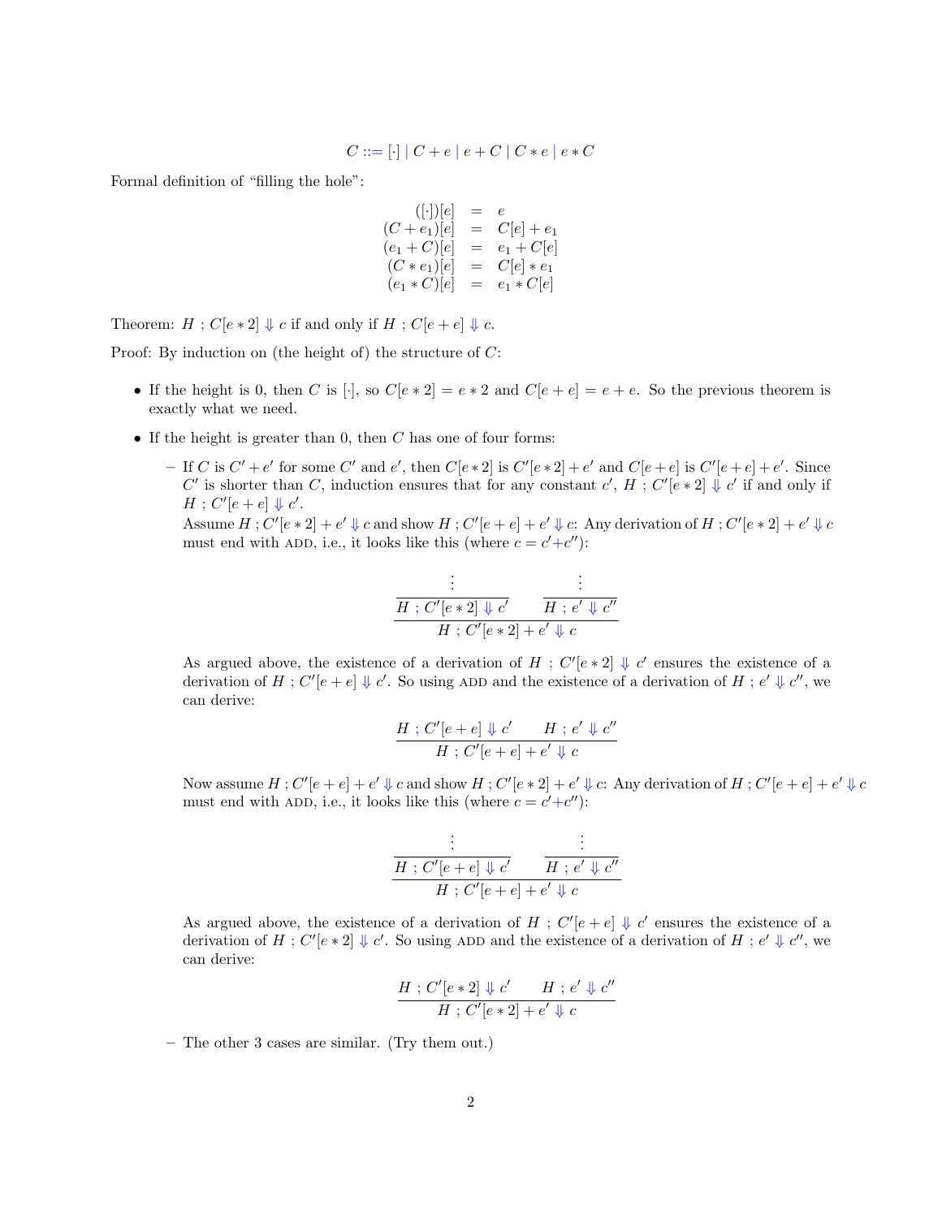$$C ::= [\cdot] \mid C + e \mid e + C \mid C * e \mid e * C$$

Formal definition of "filling the hole":

$$\begin{array}{rcl}
([\cdot])[e] & = & e \\
(C + e_1)[e] & = & C[e] + e_1 \\
(e_1 + C)[e] & = & e_1 + C[e] \\
(C * e_1)[e] & = & C[e] * e_1 \\
(e_1 * C)[e] & = & e_1 * C[e]
\end{array}$$

Theorem: $H \;;\; C[e * 2] \Downarrow c$ if and only if $H \;;\; C[e + e] \Downarrow c$.

Proof: By induction on (the height of) the structure of $C$:

- If the height is 0, then $C$ is $[\cdot]$, so $C[e * 2] = e * 2$ and $C[e + e] = e + e$. So the previous theorem is exactly what we need.
- If the height greater than 0, then $C$ has one of four forms:
  - If $C$ is $C' + e'$ for some $C'$ and $e'$, then $C[e * 2]$ is $C'[e * 2] + e'$ and $C[e + e]$ is $C'[e + e] + e'$. Since $C'$ is shorter than $C$, induction ensures that for any constant $c'$, $H \;;\; C'[e * 2] \Downarrow c'$ if and only if $H \;;\; C'[e + e] \Downarrow c'$.

    Assume $H \;;\; C'[e * 2] + e' \Downarrow c$ and show $H \;;\; C'[e + e] + e' \Downarrow c$: Any derivation of $H \;;\; C'[e * 2] + e' \Downarrow c$ must end with ADD, i.e., it looks like this (where $c = c' + c''$):

    $$\dfrac{\dfrac{\vdots}{H \;;\; C'[e * 2] \Downarrow c'} \qquad \dfrac{\vdots}{H \;;\; e' \Downarrow c''}}{H \;;\; C'[e * 2] + e' \Downarrow c}$$

    As argued above, the existence of a derivation of $H \;;\; C'[e * 2] \Downarrow c'$ ensures the existence of a derivation of $H \;;\; C'[e + e] \Downarrow c'$. So using ADD and the existence of a derivation of $H \;;\; e' \Downarrow c''$, we can derive:

    $$\dfrac{H \;;\; C'[e + e] \Downarrow c' \qquad H \;;\; e' \Downarrow c''}{H \;;\; C'[e + e] + e' \Downarrow c}$$

    Now assume $H \;;\; C'[e + e] + e' \Downarrow c$ and show $H \;;\; C'[e * 2] + e' \Downarrow c$: Any derivation of $H \;;\; C'[e + e] + e' \Downarrow c$ must end with ADD, i.e., it looks like this (where $c = c' + c''$):

    $$\dfrac{\dfrac{\vdots}{H \;;\; C'[e + e] \Downarrow c'} \qquad \dfrac{\vdots}{H \;;\; e' \Downarrow c''}}{H \;;\; C'[e + e] + e' \Downarrow c}$$

    As argued above, the existence of a derivation of $H \;;\; C'[e + e] \Downarrow c'$ ensures the existence of a derivation of $H \;;\; C'[e * 2] \Downarrow c'$. So using ADD and the existence of a derivation of $H \;;\; e' \Downarrow c''$, we can derive:

    $$\dfrac{H \;;\; C'[e * 2] \Downarrow c' \qquad H \;;\; e' \Downarrow c''}{H \;;\; C'[e * 2] + e' \Downarrow c}$$

  - The other 3 cases are similar. (Try them out.)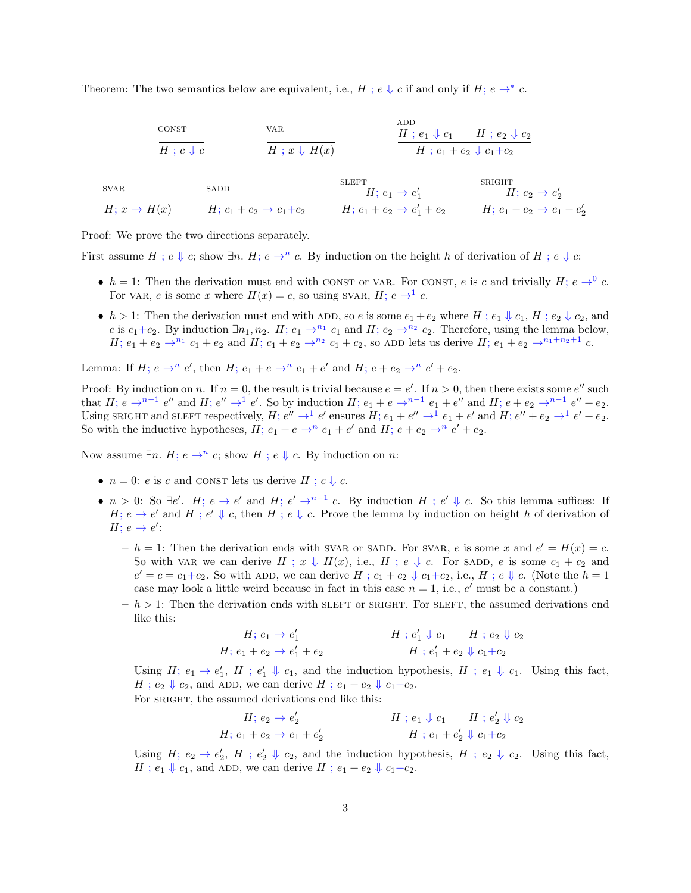Theorem: The two semantics below are equivalent, i.e., $H\ ;\ e \Downarrow c$ if and only if $H;\ e \to^* c$.

$$\textsc{const}\ \frac{}{H\ ;\ c \Downarrow c} \qquad \textsc{var}\ \frac{}{H\ ;\ x \Downarrow H(x)} \qquad \textsc{add}\ \frac{H\ ;\ e_1 \Downarrow c_1 \qquad H\ ;\ e_2 \Downarrow c_2}{H\ ;\ e_1 + e_2 \Downarrow c_1 + c_2}$$

$$\textsc{svar}\ \frac{}{H;\ x \to H(x)} \qquad \textsc{sadd}\ \frac{}{H;\ c_1 + c_2 \to c_1 + c_2} \qquad \textsc{sleft}\ \frac{H;\ e_1 \to e_1'}{H;\ e_1 + e_2 \to e_1' + e_2} \qquad \textsc{sright}\ \frac{H;\ e_2 \to e_2'}{H;\ e_1 + e_2 \to e_1 + e_2'}$$

Proof: We prove the two directions separately.

First assume $H\ ;\ e \Downarrow c$; show $\exists n.\ H;\ e \to^n c$. By induction on the height $h$ of derivation of $H\ ;\ e \Downarrow c$:

- $h = 1$: Then the derivation must end with CONST or VAR. For CONST, $e$ is $c$ and trivially $H;\ e \to^0 c$. For VAR, $e$ is some $x$ where $H(x) = c$, so using SVAR, $H;\ e \to^1 c$.
- $h > 1$: Then the derivation must end with ADD, so $e$ is some $e_1 + e_2$ where $H\ ;\ e_1 \Downarrow c_1$, $H\ ;\ e_2 \Downarrow c_2$, and $c$ is $c_1 + c_2$. By induction $\exists n_1, n_2.\ H;\ e_1 \to^{n_1} c_1$ and $H;\ e_2 \to^{n_2} c_2$. Therefore, using the lemma below, $H;\ e_1 + e_2 \to^{n_1} c_1 + e_2$ and $H;\ c_1 + e_2 \to^{n_2} c_1 + c_2$, so ADD lets us derive $H;\ e_1 + e_2 \to^{n_1+n_2+1} c$.

Lemma: If $H;\ e \to^n e'$, then $H;\ e_1 + e \to^n e_1 + e'$ and $H;\ e + e_2 \to^n e' + e_2$.

Proof: By induction on $n$. If $n = 0$, the result is trivial because $e = e'$. If $n > 0$, then there exists some $e''$ such that $H;\ e \to^{n-1} e''$ and $H;\ e'' \to^1 e'$. So by induction $H;\ e_1 + e \to^{n-1} e_1 + e''$ and $H;\ e + e_2 \to^{n-1} e'' + e_2$. Using SRIGHT and SLEFT respectively, $H;\ e'' \to^1 e'$ ensures $H;\ e_1 + e'' \to^1 e_1 + e'$ and $H;\ e'' + e_2 \to^1 e' + e_2$. So with the inductive hypotheses, $H;\ e_1 + e \to^n e_1 + e'$ and $H;\ e + e_2 \to^n e' + e_2$.

Now assume $\exists n.\ H;\ e \to^n c$; show $H\ ;\ e \Downarrow c$. By induction on $n$:

- $n = 0$: $e$ is $c$ and CONST lets us derive $H\ ;\ c \Downarrow c$.
- $n > 0$: So $\exists e'.\ \ H;\ e \to e'$ and $H;\ e' \to^{n-1} c$. By induction $H\ ;\ e' \Downarrow c$. So this lemma suffices: If $H;\ e \to e'$ and $H\ ;\ e' \Downarrow c$, then $H\ ;\ e \Downarrow c$. Prove the lemma by induction on height $h$ of derivation of $H;\ e \to e'$:
  - $h = 1$: Then the derivation ends with SVAR or SADD. For SVAR, $e$ is some $x$ and $e' = H(x) = c$. So with VAR we can derive $H\ ;\ x \Downarrow H(x)$, i.e., $H\ ;\ e \Downarrow c$. For SADD, $e$ is some $c_1 + c_2$ and $e' = c = c_1 + c_2$. So with ADD, we can derive $H\ ;\ c_1 + c_2 \Downarrow c_1 + c_2$, i.e., $H\ ;\ e \Downarrow c$. (Note the $h = 1$ case may look a little weird because in fact in this case $n = 1$, i.e., $e'$ must be a constant.)
  - $h > 1$: Then the derivation ends with SLEFT or SRIGHT. For SLEFT, the assumed derivations end like this:

$$\frac{H;\ e_1 \to e_1'}{H;\ e_1 + e_2 \to e_1' + e_2} \qquad \frac{H\ ;\ e_1' \Downarrow c_1 \qquad H\ ;\ e_2 \Downarrow c_2}{H\ ;\ e_1' + e_2 \Downarrow c_1 + c_2}$$

    Using $H;\ e_1 \to e_1'$, $H\ ;\ e_1' \Downarrow c_1$, and the induction hypothesis, $H\ ;\ e_1 \Downarrow c_1$. Using this fact, $H\ ;\ e_2 \Downarrow c_2$, and ADD, we can derive $H\ ;\ e_1 + e_2 \Downarrow c_1 + c_2$.

    For SRIGHT, the assumed derivations end like this:

$$\frac{H;\ e_2 \to e_2'}{H;\ e_1 + e_2 \to e_1 + e_2'} \qquad \frac{H\ ;\ e_1 \Downarrow c_1 \qquad H\ ;\ e_2' \Downarrow c_2}{H\ ;\ e_1 + e_2' \Downarrow c_1 + c_2}$$

    Using $H;\ e_2 \to e_2'$, $H\ ;\ e_2' \Downarrow c_2$, and the induction hypothesis, $H\ ;\ e_2 \Downarrow c_2$. Using this fact, $H\ ;\ e_1 \Downarrow c_1$, and ADD, we can derive $H\ ;\ e_1 + e_2 \Downarrow c_1 + c_2$.